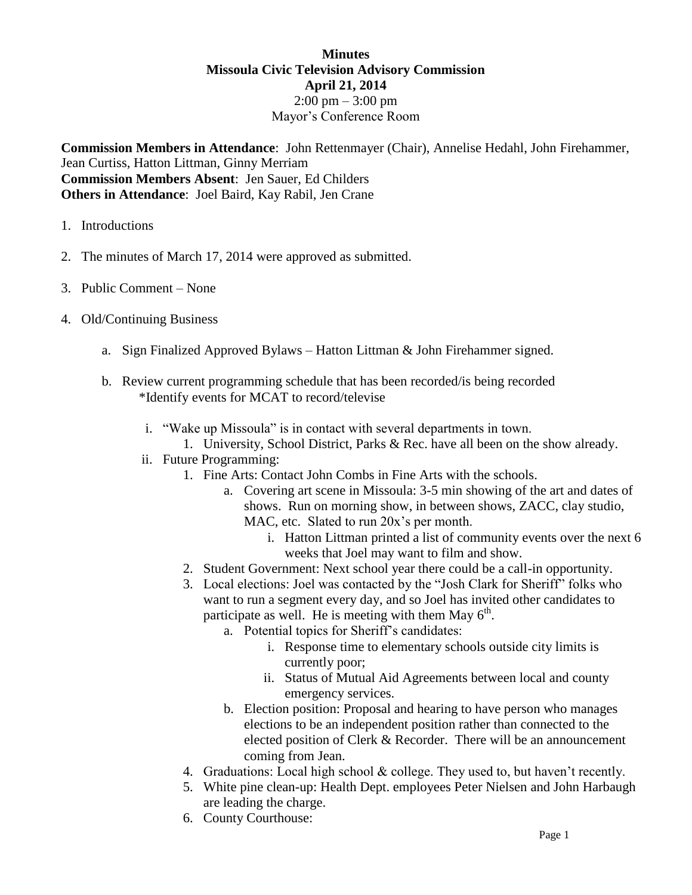**Minutes**
**Missoula Civic Television Advisory Commission**
**April 21, 2014**
2:00 pm – 3:00 pm
Mayor's Conference Room

**Commission Members in Attendance**: John Rettenmayer (Chair), Annelise Hedahl, John Firehammer, Jean Curtiss, Hatton Littman, Ginny Merriam
**Commission Members Absent**: Jen Sauer, Ed Childers
**Others in Attendance**: Joel Baird, Kay Rabil, Jen Crane

1. Introductions

2. The minutes of March 17, 2014 were approved as submitted.

3. Public Comment – None

4. Old/Continuing Business

    a. Sign Finalized Approved Bylaws – Hatton Littman & John Firehammer signed.

    b. Review current programming schedule that has been recorded/is being recorded
    *Identify events for MCAT to record/televise

        i. "Wake up Missoula" is in contact with several departments in town.
            1. University, School District, Parks & Rec. have all been on the show already.
        ii. Future Programming:
            1. Fine Arts: Contact John Combs in Fine Arts with the schools.
                a. Covering art scene in Missoula: 3-5 min showing of the art and dates of shows. Run on morning show, in between shows, ZACC, clay studio, MAC, etc. Slated to run 20x's per month.
                    i. Hatton Littman printed a list of community events over the next 6 weeks that Joel may want to film and show.
            2. Student Government: Next school year there could be a call-in opportunity.
            3. Local elections: Joel was contacted by the "Josh Clark for Sheriff" folks who want to run a segment every day, and so Joel has invited other candidates to participate as well. He is meeting with them May 6th.
                a. Potential topics for Sheriff's candidates:
                    i. Response time to elementary schools outside city limits is currently poor;
                    ii. Status of Mutual Aid Agreements between local and county emergency services.
                b. Election position: Proposal and hearing to have person who manages elections to be an independent position rather than connected to the elected position of Clerk & Recorder. There will be an announcement coming from Jean.
            4. Graduations: Local high school & college. They used to, but haven't recently.
            5. White pine clean-up: Health Dept. employees Peter Nielsen and John Harbaugh are leading the charge.
            6. County Courthouse: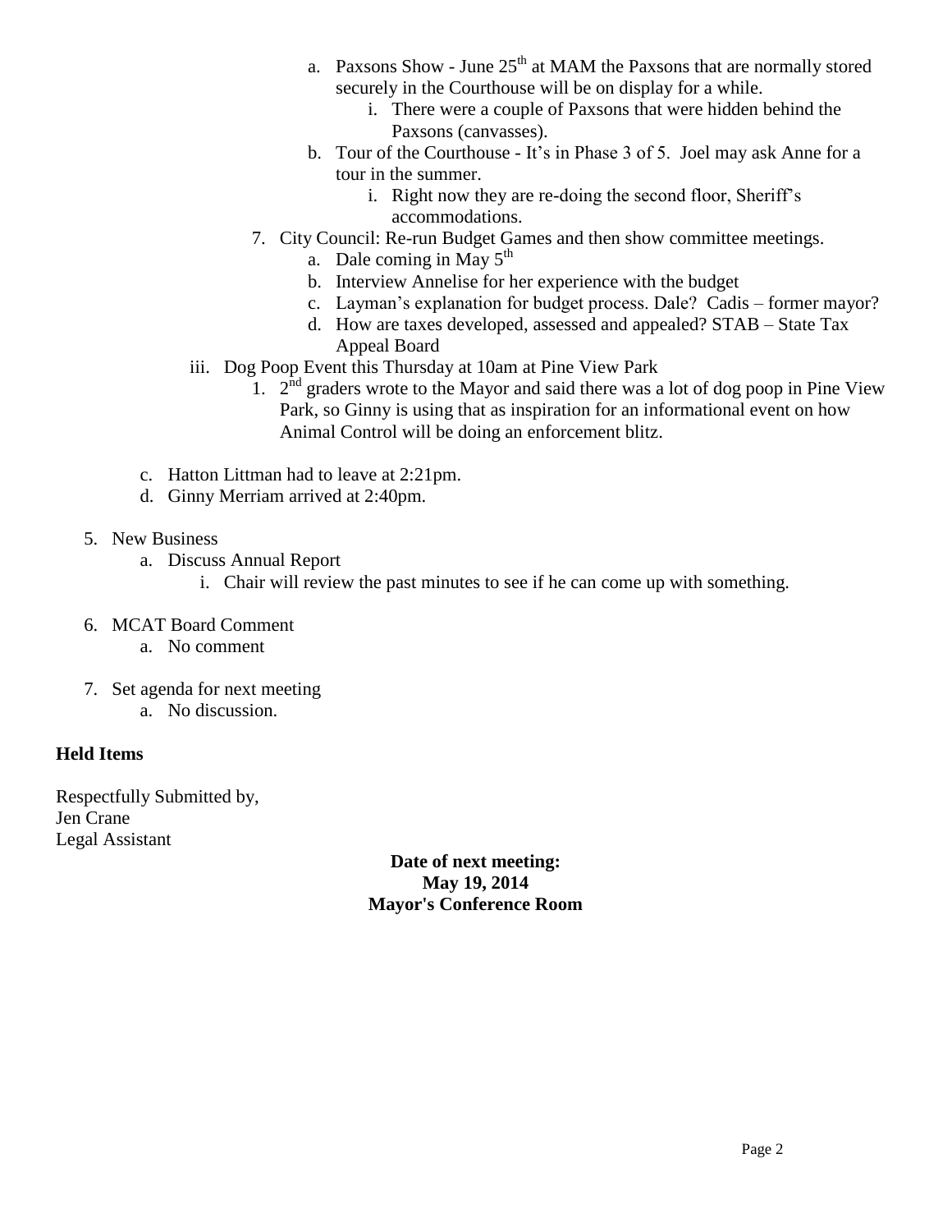a. Paxsons Show - June 25th at MAM the Paxsons that are normally stored securely in the Courthouse will be on display for a while.
   i. There were a couple of Paxsons that were hidden behind the Paxsons (canvasses).
b. Tour of the Courthouse - It's in Phase 3 of 5. Joel may ask Anne for a tour in the summer.
   i. Right now they are re-doing the second floor, Sheriff's accommodations.

7. City Council: Re-run Budget Games and then show committee meetings.
   a. Dale coming in May 5th
   b. Interview Annelise for her experience with the budget
   c. Layman's explanation for budget process. Dale? Cadis – former mayor?
   d. How are taxes developed, assessed and appealed? STAB – State Tax Appeal Board

iii. Dog Poop Event this Thursday at 10am at Pine View Park
   1. 2nd graders wrote to the Mayor and said there was a lot of dog poop in Pine View Park, so Ginny is using that as inspiration for an informational event on how Animal Control will be doing an enforcement blitz.

c. Hatton Littman had to leave at 2:21pm.

d. Ginny Merriam arrived at 2:40pm.

5. New Business
   a. Discuss Annual Report
      i. Chair will review the past minutes to see if he can come up with something.

6. MCAT Board Comment
   a. No comment

7. Set agenda for next meeting
   a. No discussion.

**Held Items**

Respectfully Submitted by,
Jen Crane
Legal Assistant

**Date of next meeting:**
**May 19, 2014**
**Mayor's Conference Room**